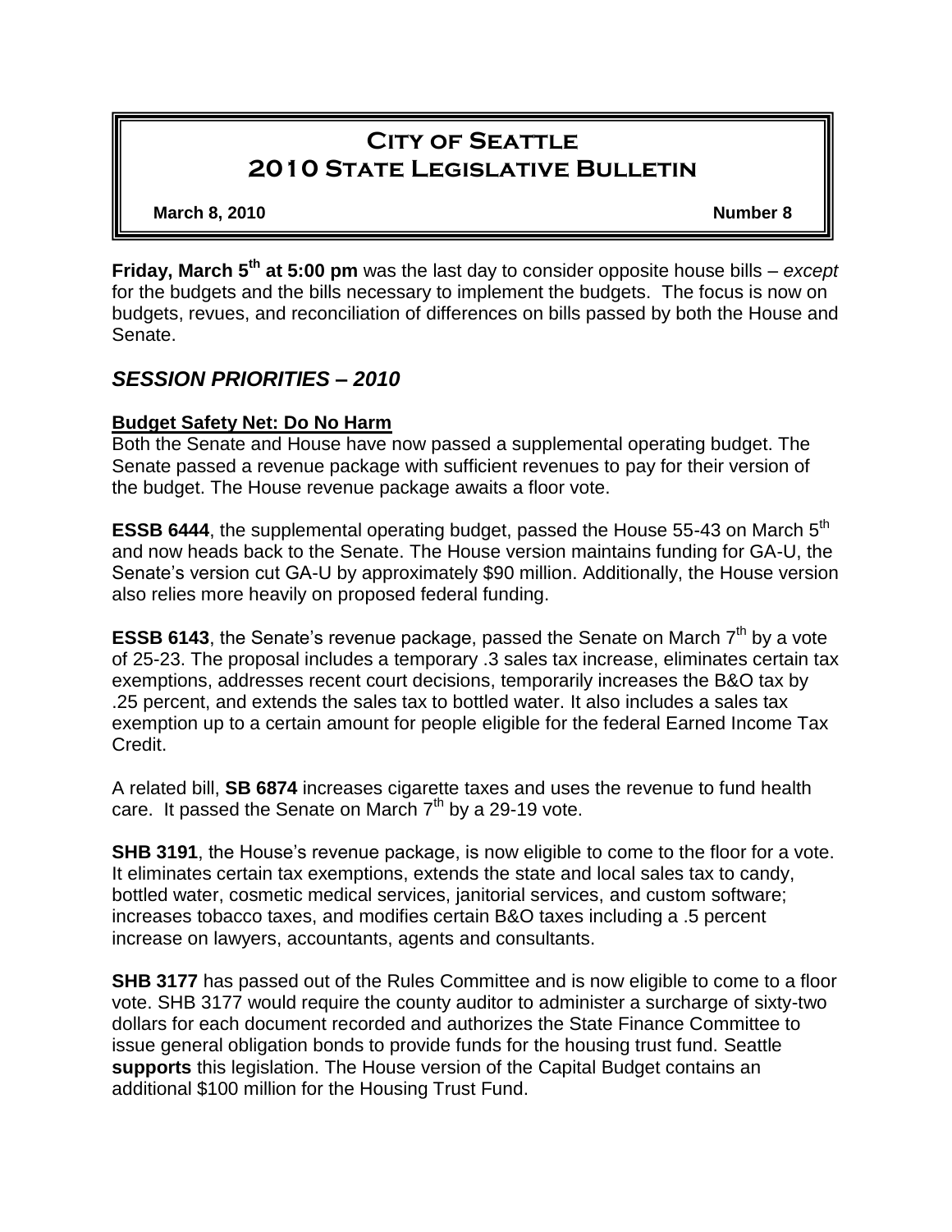# City of Seattle 2010 State Legislative Bulletin

**March 8, 2010** **Number 8**

**Friday, March 5th at 5:00 pm** was the last day to consider opposite house bills – *except* for the budgets and the bills necessary to implement the budgets. The focus is now on budgets, revues, and reconciliation of differences on bills passed by both the House and Senate.

## *SESSION PRIORITIES – 2010*

### Budget Safety Net: Do No Harm

Both the Senate and House have now passed a supplemental operating budget. The Senate passed a revenue package with sufficient revenues to pay for their version of the budget. The House revenue package awaits a floor vote.

**ESSB 6444**, the supplemental operating budget, passed the House 55-43 on March 5th and now heads back to the Senate. The House version maintains funding for GA-U, the Senate's version cut GA-U by approximately $90 million. Additionally, the House version also relies more heavily on proposed federal funding.

**ESSB 6143**, the Senate's revenue package, passed the Senate on March 7th by a vote of 25-23. The proposal includes a temporary .3 sales tax increase, eliminates certain tax exemptions, addresses recent court decisions, temporarily increases the B&O tax by .25 percent, and extends the sales tax to bottled water. It also includes a sales tax exemption up to a certain amount for people eligible for the federal Earned Income Tax Credit.

A related bill, **SB 6874** increases cigarette taxes and uses the revenue to fund health care. It passed the Senate on March 7th by a 29-19 vote.

**SHB 3191**, the House's revenue package, is now eligible to come to the floor for a vote. It eliminates certain tax exemptions, extends the state and local sales tax to candy, bottled water, cosmetic medical services, janitorial services, and custom software; increases tobacco taxes, and modifies certain B&O taxes including a .5 percent increase on lawyers, accountants, agents and consultants.

**SHB 3177** has passed out of the Rules Committee and is now eligible to come to a floor vote. SHB 3177 would require the county auditor to administer a surcharge of sixty-two dollars for each document recorded and authorizes the State Finance Committee to issue general obligation bonds to provide funds for the housing trust fund. Seattle **supports** this legislation. The House version of the Capital Budget contains an additional $100 million for the Housing Trust Fund.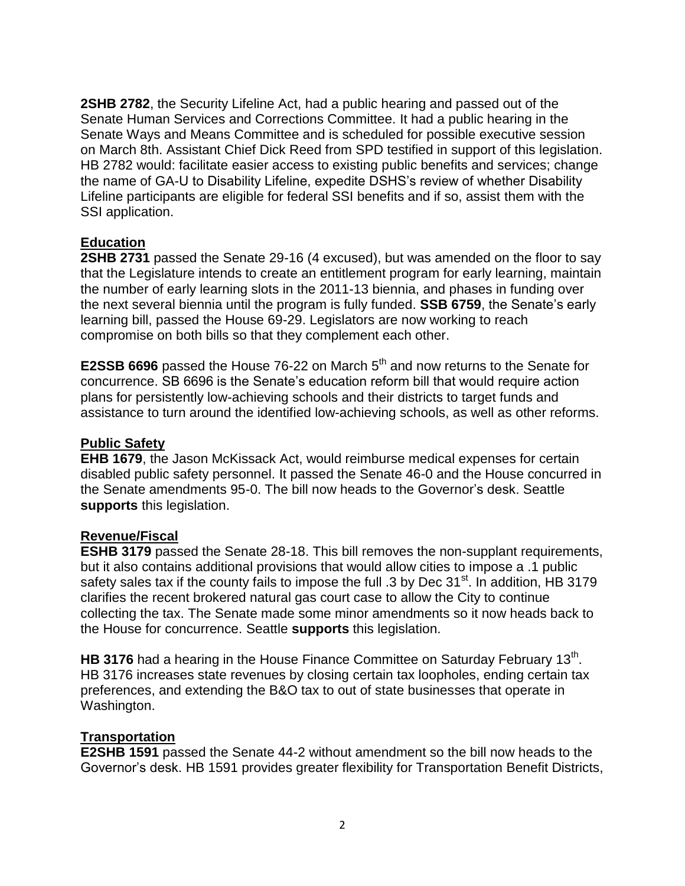**2SHB 2782**, the Security Lifeline Act, had a public hearing and passed out of the Senate Human Services and Corrections Committee. It had a public hearing in the Senate Ways and Means Committee and is scheduled for possible executive session on March 8th. Assistant Chief Dick Reed from SPD testified in support of this legislation. HB 2782 would: facilitate easier access to existing public benefits and services; change the name of GA-U to Disability Lifeline, expedite DSHS's review of whether Disability Lifeline participants are eligible for federal SSI benefits and if so, assist them with the SSI application.

## Education

**2SHB 2731** passed the Senate 29-16 (4 excused), but was amended on the floor to say that the Legislature intends to create an entitlement program for early learning, maintain the number of early learning slots in the 2011-13 biennia, and phases in funding over the next several biennia until the program is fully funded. **SSB 6759**, the Senate's early learning bill, passed the House 69-29. Legislators are now working to reach compromise on both bills so that they complement each other.

**E2SSB 6696** passed the House 76-22 on March 5th and now returns to the Senate for concurrence. SB 6696 is the Senate's education reform bill that would require action plans for persistently low-achieving schools and their districts to target funds and assistance to turn around the identified low-achieving schools, as well as other reforms.

## Public Safety

**EHB 1679**, the Jason McKissack Act, would reimburse medical expenses for certain disabled public safety personnel. It passed the Senate 46-0 and the House concurred in the Senate amendments 95-0. The bill now heads to the Governor's desk. Seattle **supports** this legislation.

## Revenue/Fiscal

**ESHB 3179** passed the Senate 28-18. This bill removes the non-supplant requirements, but it also contains additional provisions that would allow cities to impose a .1 public safety sales tax if the county fails to impose the full .3 by Dec 31st. In addition, HB 3179 clarifies the recent brokered natural gas court case to allow the City to continue collecting the tax. The Senate made some minor amendments so it now heads back to the House for concurrence. Seattle **supports** this legislation.

**HB 3176** had a hearing in the House Finance Committee on Saturday February 13th. HB 3176 increases state revenues by closing certain tax loopholes, ending certain tax preferences, and extending the B&O tax to out of state businesses that operate in Washington.

## Transportation

**E2SHB 1591** passed the Senate 44-2 without amendment so the bill now heads to the Governor's desk. HB 1591 provides greater flexibility for Transportation Benefit Districts,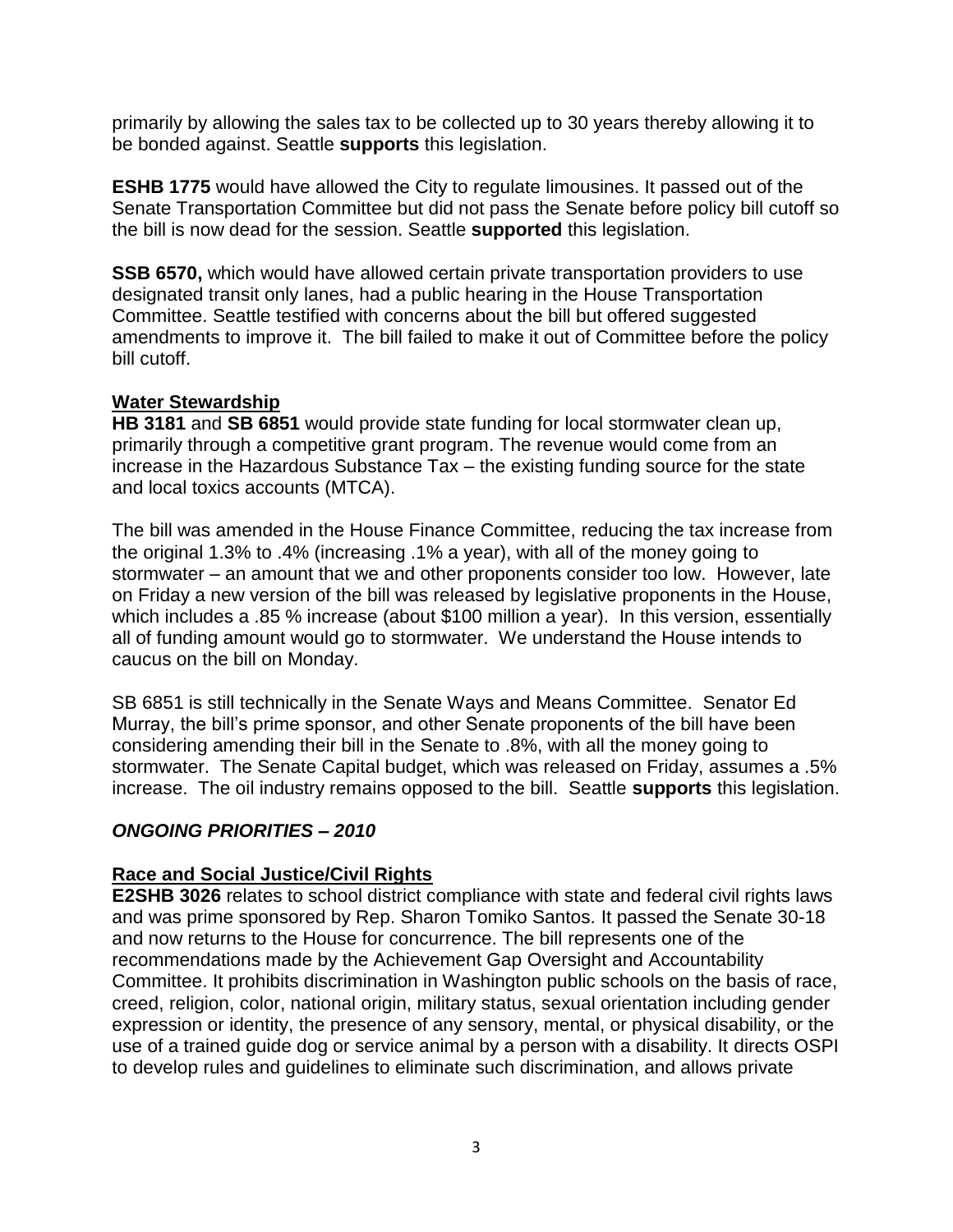primarily by allowing the sales tax to be collected up to 30 years thereby allowing it to be bonded against. Seattle **supports** this legislation.

**ESHB 1775** would have allowed the City to regulate limousines. It passed out of the Senate Transportation Committee but did not pass the Senate before policy bill cutoff so the bill is now dead for the session. Seattle **supported** this legislation.

**SSB 6570,** which would have allowed certain private transportation providers to use designated transit only lanes, had a public hearing in the House Transportation Committee. Seattle testified with concerns about the bill but offered suggested amendments to improve it. The bill failed to make it out of Committee before the policy bill cutoff.

**Water Stewardship**

**HB 3181** and **SB 6851** would provide state funding for local stormwater clean up, primarily through a competitive grant program. The revenue would come from an increase in the Hazardous Substance Tax – the existing funding source for the state and local toxics accounts (MTCA).

The bill was amended in the House Finance Committee, reducing the tax increase from the original 1.3% to .4% (increasing .1% a year), with all of the money going to stormwater – an amount that we and other proponents consider too low. However, late on Friday a new version of the bill was released by legislative proponents in the House, which includes a .85 % increase (about $100 million a year). In this version, essentially all of funding amount would go to stormwater. We understand the House intends to caucus on the bill on Monday.

SB 6851 is still technically in the Senate Ways and Means Committee. Senator Ed Murray, the bill's prime sponsor, and other Senate proponents of the bill have been considering amending their bill in the Senate to .8%, with all the money going to stormwater. The Senate Capital budget, which was released on Friday, assumes a .5% increase. The oil industry remains opposed to the bill. Seattle **supports** this legislation.

## *ONGOING PRIORITIES – 2010*

**Race and Social Justice/Civil Rights**

**E2SHB 3026** relates to school district compliance with state and federal civil rights laws and was prime sponsored by Rep. Sharon Tomiko Santos. It passed the Senate 30-18 and now returns to the House for concurrence. The bill represents one of the recommendations made by the Achievement Gap Oversight and Accountability Committee. It prohibits discrimination in Washington public schools on the basis of race, creed, religion, color, national origin, military status, sexual orientation including gender expression or identity, the presence of any sensory, mental, or physical disability, or the use of a trained guide dog or service animal by a person with a disability. It directs OSPI to develop rules and guidelines to eliminate such discrimination, and allows private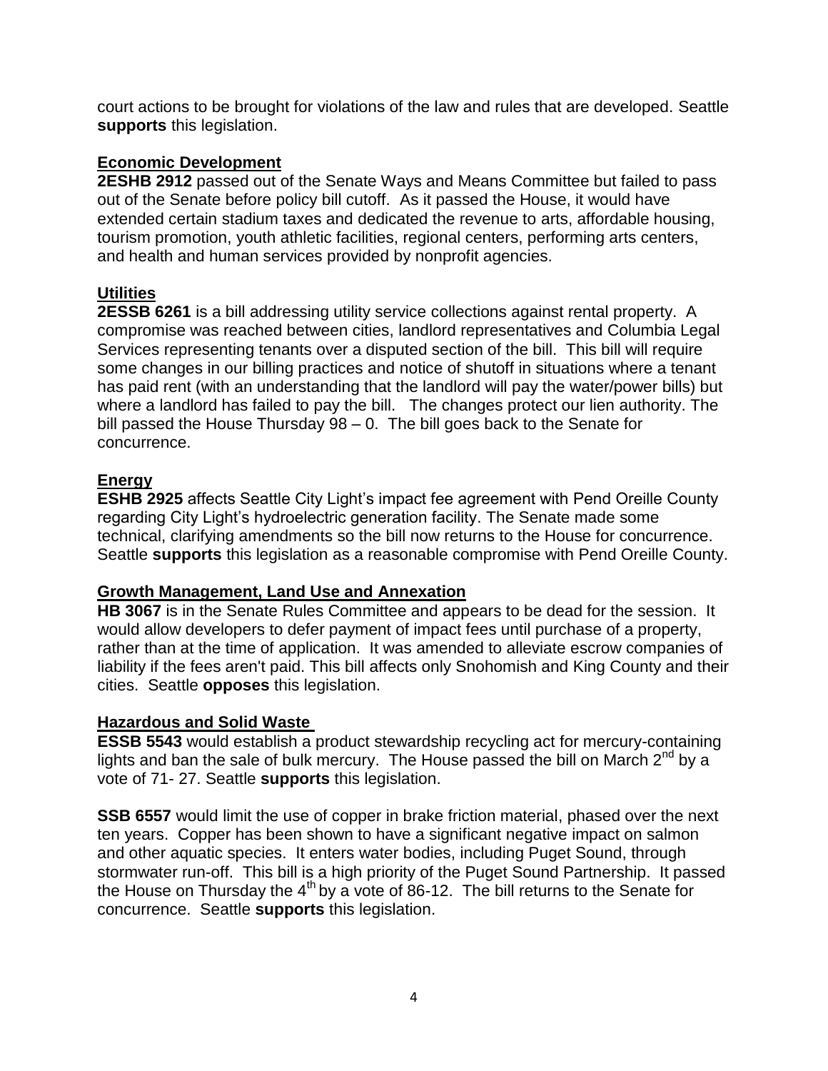court actions to be brought for violations of the law and rules that are developed. Seattle **supports** this legislation.

## Economic Development

**2ESHB 2912** passed out of the Senate Ways and Means Committee but failed to pass out of the Senate before policy bill cutoff. As it passed the House, it would have extended certain stadium taxes and dedicated the revenue to arts, affordable housing, tourism promotion, youth athletic facilities, regional centers, performing arts centers, and health and human services provided by nonprofit agencies.

## Utilities

**2ESSB 6261** is a bill addressing utility service collections against rental property. A compromise was reached between cities, landlord representatives and Columbia Legal Services representing tenants over a disputed section of the bill. This bill will require some changes in our billing practices and notice of shutoff in situations where a tenant has paid rent (with an understanding that the landlord will pay the water/power bills) but where a landlord has failed to pay the bill. The changes protect our lien authority. The bill passed the House Thursday 98 – 0. The bill goes back to the Senate for concurrence.

## Energy

**ESHB 2925** affects Seattle City Light's impact fee agreement with Pend Oreille County regarding City Light's hydroelectric generation facility. The Senate made some technical, clarifying amendments so the bill now returns to the House for concurrence. Seattle **supports** this legislation as a reasonable compromise with Pend Oreille County.

## Growth Management, Land Use and Annexation

**HB 3067** is in the Senate Rules Committee and appears to be dead for the session. It would allow developers to defer payment of impact fees until purchase of a property, rather than at the time of application. It was amended to alleviate escrow companies of liability if the fees aren't paid. This bill affects only Snohomish and King County and their cities. Seattle **opposes** this legislation.

## Hazardous and Solid Waste

**ESSB 5543** would establish a product stewardship recycling act for mercury-containing lights and ban the sale of bulk mercury. The House passed the bill on March 2nd by a vote of 71- 27. Seattle **supports** this legislation.

**SSB 6557** would limit the use of copper in brake friction material, phased over the next ten years. Copper has been shown to have a significant negative impact on salmon and other aquatic species. It enters water bodies, including Puget Sound, through stormwater run-off. This bill is a high priority of the Puget Sound Partnership. It passed the House on Thursday the 4th by a vote of 86-12. The bill returns to the Senate for concurrence. Seattle **supports** this legislation.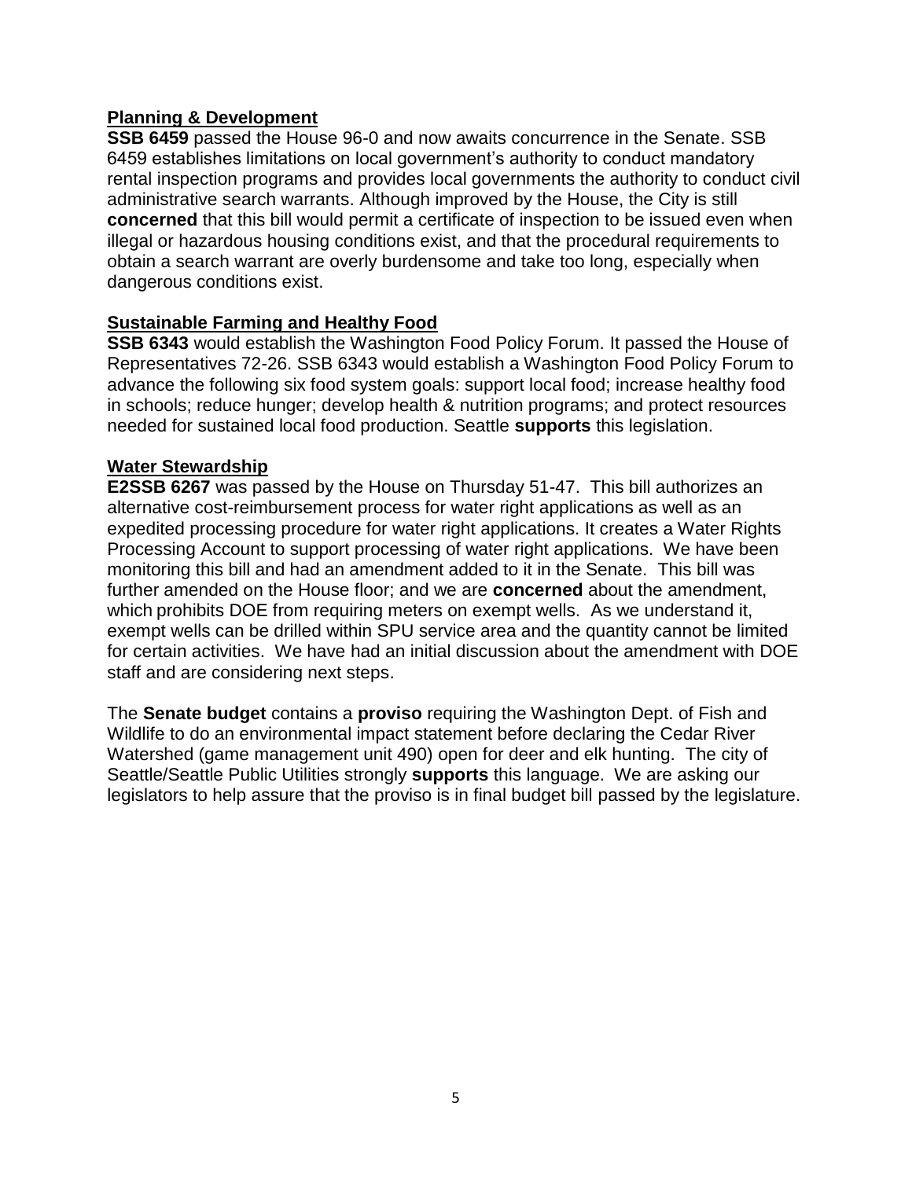## Planning & Development

**SSB 6459** passed the House 96-0 and now awaits concurrence in the Senate. SSB 6459 establishes limitations on local government's authority to conduct mandatory rental inspection programs and provides local governments the authority to conduct civil administrative search warrants. Although improved by the House, the City is still **concerned** that this bill would permit a certificate of inspection to be issued even when illegal or hazardous housing conditions exist, and that the procedural requirements to obtain a search warrant are overly burdensome and take too long, especially when dangerous conditions exist.

## Sustainable Farming and Healthy Food

**SSB 6343** would establish the Washington Food Policy Forum. It passed the House of Representatives 72-26. SSB 6343 would establish a Washington Food Policy Forum to advance the following six food system goals: support local food; increase healthy food in schools; reduce hunger; develop health & nutrition programs; and protect resources needed for sustained local food production. Seattle **supports** this legislation.

## Water Stewardship

**E2SSB 6267** was passed by the House on Thursday 51-47. This bill authorizes an alternative cost-reimbursement process for water right applications as well as an expedited processing procedure for water right applications. It creates a Water Rights Processing Account to support processing of water right applications. We have been monitoring this bill and had an amendment added to it in the Senate. This bill was further amended on the House floor; and we are **concerned** about the amendment, which prohibits DOE from requiring meters on exempt wells. As we understand it, exempt wells can be drilled within SPU service area and the quantity cannot be limited for certain activities. We have had an initial discussion about the amendment with DOE staff and are considering next steps.

The **Senate budget** contains a **proviso** requiring the Washington Dept. of Fish and Wildlife to do an environmental impact statement before declaring the Cedar River Watershed (game management unit 490) open for deer and elk hunting. The city of Seattle/Seattle Public Utilities strongly **supports** this language. We are asking our legislators to help assure that the proviso is in final budget bill passed by the legislature.